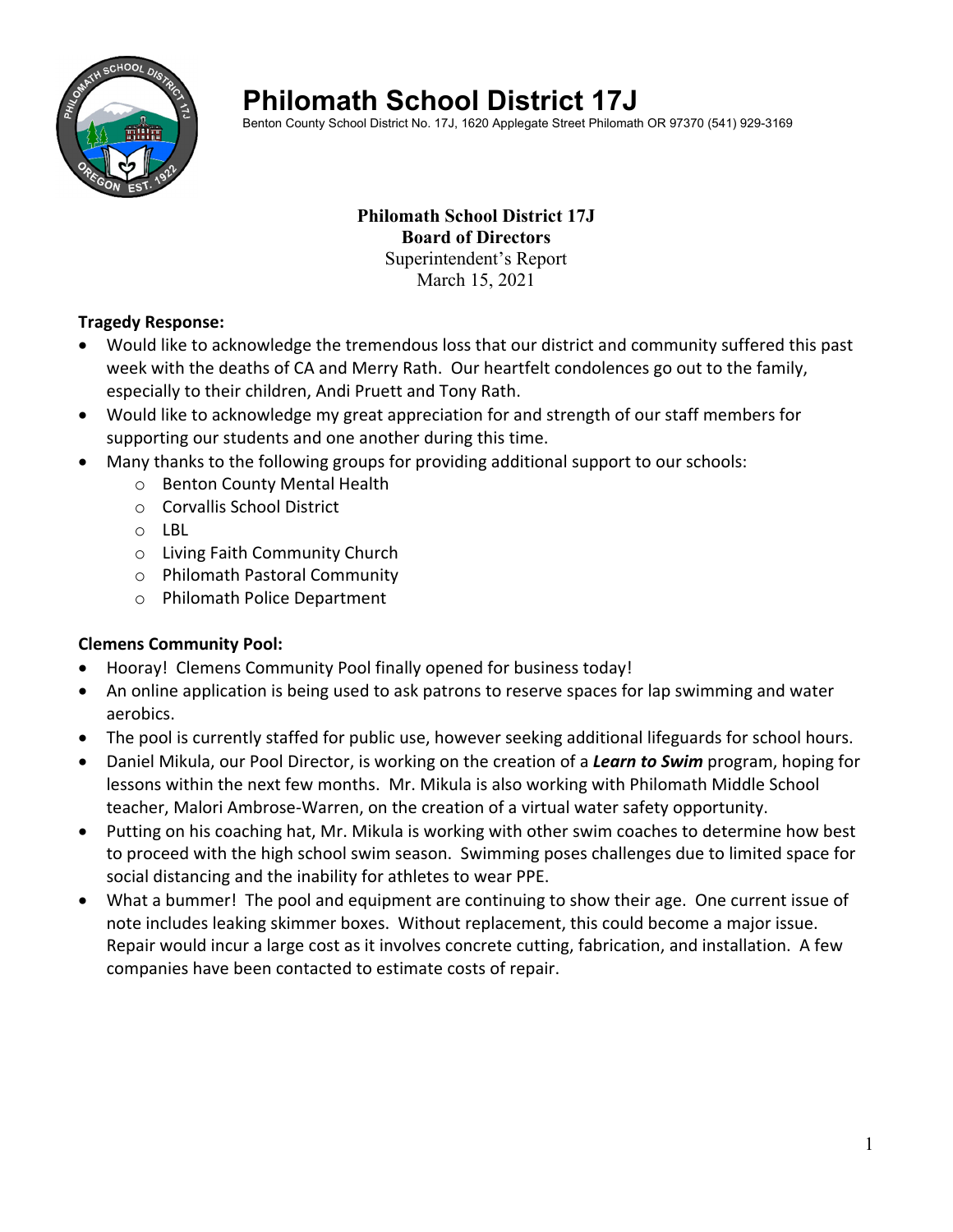# Philomath School District 17J

Benton County School District No. 17J, 1620 Applegate Street Philomath OR 97370 (541) 929-3169

**Philomath School District 17J**
**Board of Directors**
Superintendent's Report
March 15, 2021

**Tragedy Response:**

- Would like to acknowledge the tremendous loss that our district and community suffered this past week with the deaths of CA and Merry Rath. Our heartfelt condolences go out to the family, especially to their children, Andi Pruett and Tony Rath.
- Would like to acknowledge my great appreciation for and strength of our staff members for supporting our students and one another during this time.
- Many thanks to the following groups for providing additional support to our schools:
  - Benton County Mental Health
  - Corvallis School District
  - LBL
  - Living Faith Community Church
  - Philomath Pastoral Community
  - Philomath Police Department

**Clemens Community Pool:**

- Hooray! Clemens Community Pool finally opened for business today!
- An online application is being used to ask patrons to reserve spaces for lap swimming and water aerobics.
- The pool is currently staffed for public use, however seeking additional lifeguards for school hours.
- Daniel Mikula, our Pool Director, is working on the creation of a ***Learn to Swim*** program, hoping for lessons within the next few months. Mr. Mikula is also working with Philomath Middle School teacher, Malori Ambrose-Warren, on the creation of a virtual water safety opportunity.
- Putting on his coaching hat, Mr. Mikula is working with other swim coaches to determine how best to proceed with the high school swim season. Swimming poses challenges due to limited space for social distancing and the inability for athletes to wear PPE.
- What a bummer! The pool and equipment are continuing to show their age. One current issue of note includes leaking skimmer boxes. Without replacement, this could become a major issue. Repair would incur a large cost as it involves concrete cutting, fabrication, and installation. A few companies have been contacted to estimate costs of repair.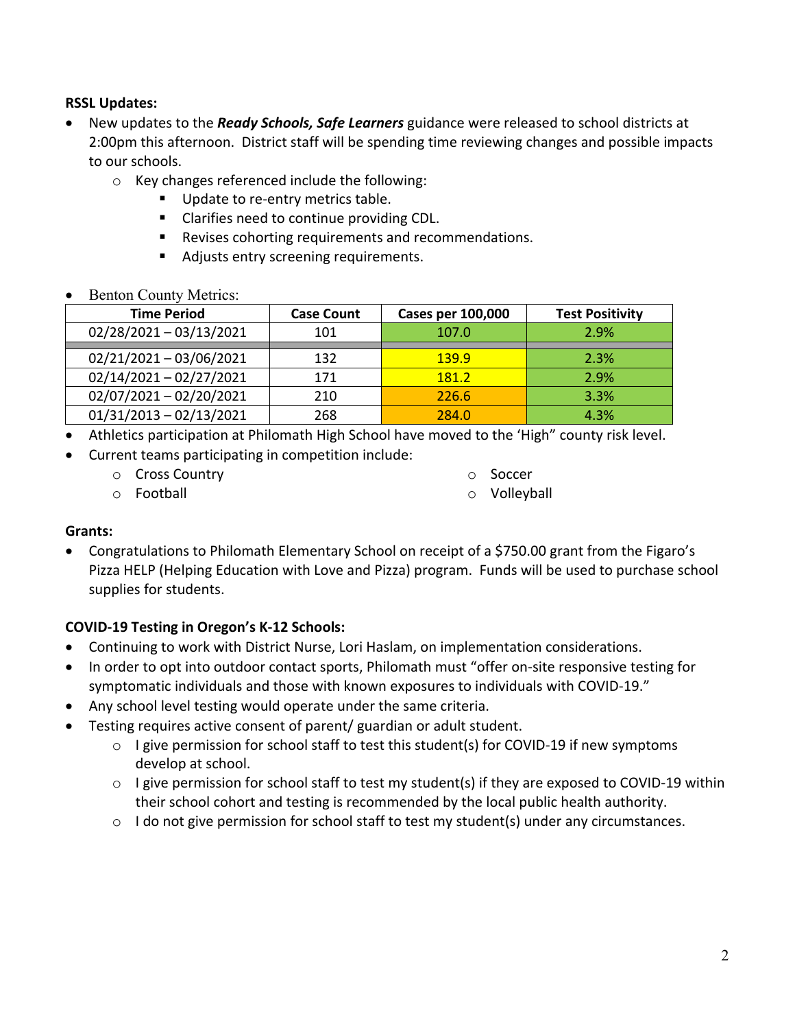**RSSL Updates:**

- New updates to the ***Ready Schools, Safe Learners*** guidance were released to school districts at 2:00pm this afternoon. District staff will be spending time reviewing changes and possible impacts to our schools.
  - Key changes referenced include the following:
    - Update to re-entry metrics table.
    - Clarifies need to continue providing CDL.
    - Revises cohorting requirements and recommendations.
    - Adjusts entry screening requirements.
- Benton County Metrics:

| Time Period | Case Count | Cases per 100,000 | Test Positivity |
|---|---|---|---|
| 02/28/2021 – 03/13/2021 | 101 | 107.0 | 2.9% |
| 02/21/2021 – 03/06/2021 | 132 | 139.9 | 2.3% |
| 02/14/2021 – 02/27/2021 | 171 | 181.2 | 2.9% |
| 02/07/2021 – 02/20/2021 | 210 | 226.6 | 3.3% |
| 01/31/2013 – 02/13/2021 | 268 | 284.0 | 4.3% |

- Athletics participation at Philomath High School have moved to the 'High" county risk level.
- Current teams participating in competition include:
  - Cross Country
  - Football
  - Soccer
  - Volleyball

**Grants:**

- Congratulations to Philomath Elementary School on receipt of a $750.00 grant from the Figaro's Pizza HELP (Helping Education with Love and Pizza) program. Funds will be used to purchase school supplies for students.

**COVID-19 Testing in Oregon's K-12 Schools:**

- Continuing to work with District Nurse, Lori Haslam, on implementation considerations.
- In order to opt into outdoor contact sports, Philomath must "offer on-site responsive testing for symptomatic individuals and those with known exposures to individuals with COVID-19."
- Any school level testing would operate under the same criteria.
- Testing requires active consent of parent/ guardian or adult student.
  - I give permission for school staff to test this student(s) for COVID-19 if new symptoms develop at school.
  - I give permission for school staff to test my student(s) if they are exposed to COVID-19 within their school cohort and testing is recommended by the local public health authority.
  - I do not give permission for school staff to test my student(s) under any circumstances.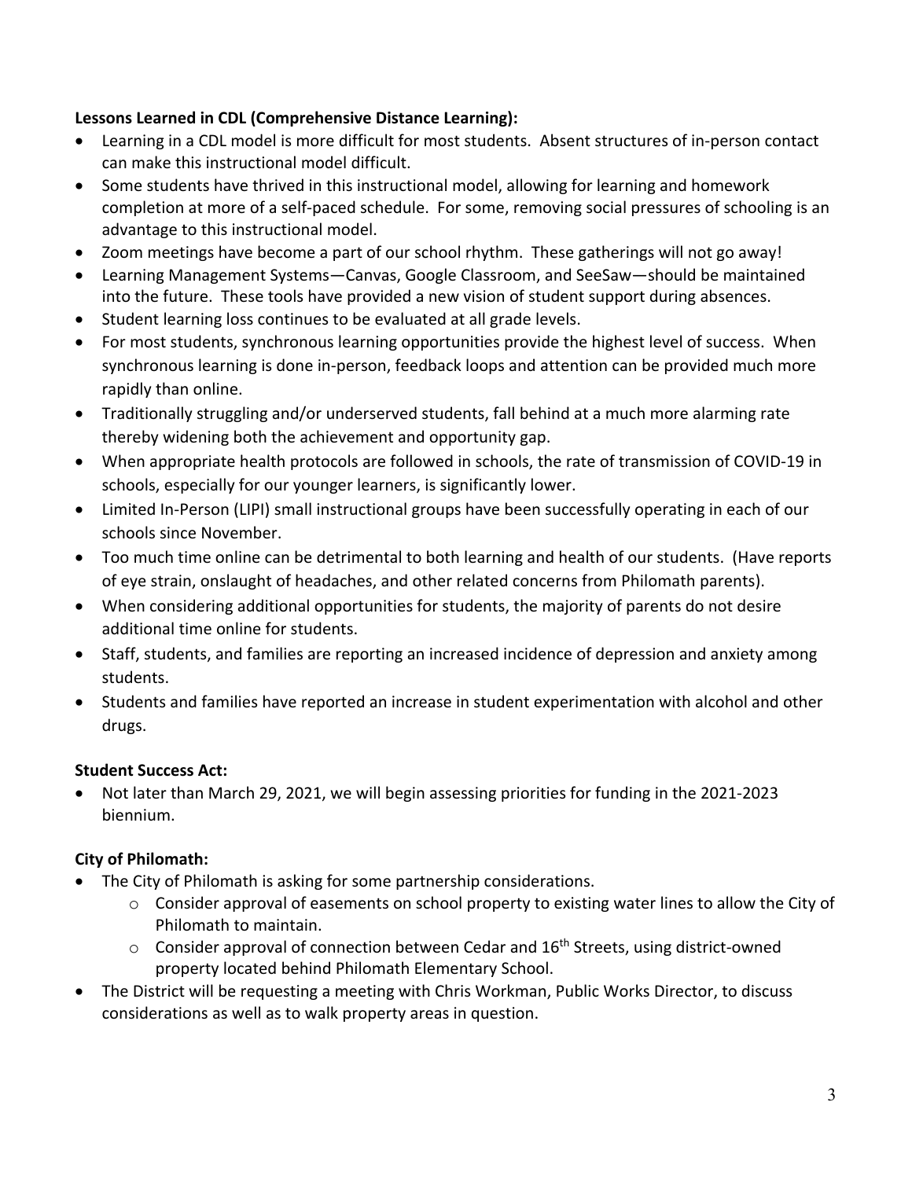**Lessons Learned in CDL (Comprehensive Distance Learning):**

- Learning in a CDL model is more difficult for most students. Absent structures of in-person contact can make this instructional model difficult.
- Some students have thrived in this instructional model, allowing for learning and homework completion at more of a self-paced schedule. For some, removing social pressures of schooling is an advantage to this instructional model.
- Zoom meetings have become a part of our school rhythm. These gatherings will not go away!
- Learning Management Systems—Canvas, Google Classroom, and SeeSaw—should be maintained into the future. These tools have provided a new vision of student support during absences.
- Student learning loss continues to be evaluated at all grade levels.
- For most students, synchronous learning opportunities provide the highest level of success. When synchronous learning is done in-person, feedback loops and attention can be provided much more rapidly than online.
- Traditionally struggling and/or underserved students, fall behind at a much more alarming rate thereby widening both the achievement and opportunity gap.
- When appropriate health protocols are followed in schools, the rate of transmission of COVID-19 in schools, especially for our younger learners, is significantly lower.
- Limited In-Person (LIPI) small instructional groups have been successfully operating in each of our schools since November.
- Too much time online can be detrimental to both learning and health of our students. (Have reports of eye strain, onslaught of headaches, and other related concerns from Philomath parents).
- When considering additional opportunities for students, the majority of parents do not desire additional time online for students.
- Staff, students, and families are reporting an increased incidence of depression and anxiety among students.
- Students and families have reported an increase in student experimentation with alcohol and other drugs.

**Student Success Act:**

- Not later than March 29, 2021, we will begin assessing priorities for funding in the 2021-2023 biennium.

**City of Philomath:**

- The City of Philomath is asking for some partnership considerations.
  - Consider approval of easements on school property to existing water lines to allow the City of Philomath to maintain.
  - Consider approval of connection between Cedar and 16th Streets, using district-owned property located behind Philomath Elementary School.
- The District will be requesting a meeting with Chris Workman, Public Works Director, to discuss considerations as well as to walk property areas in question.